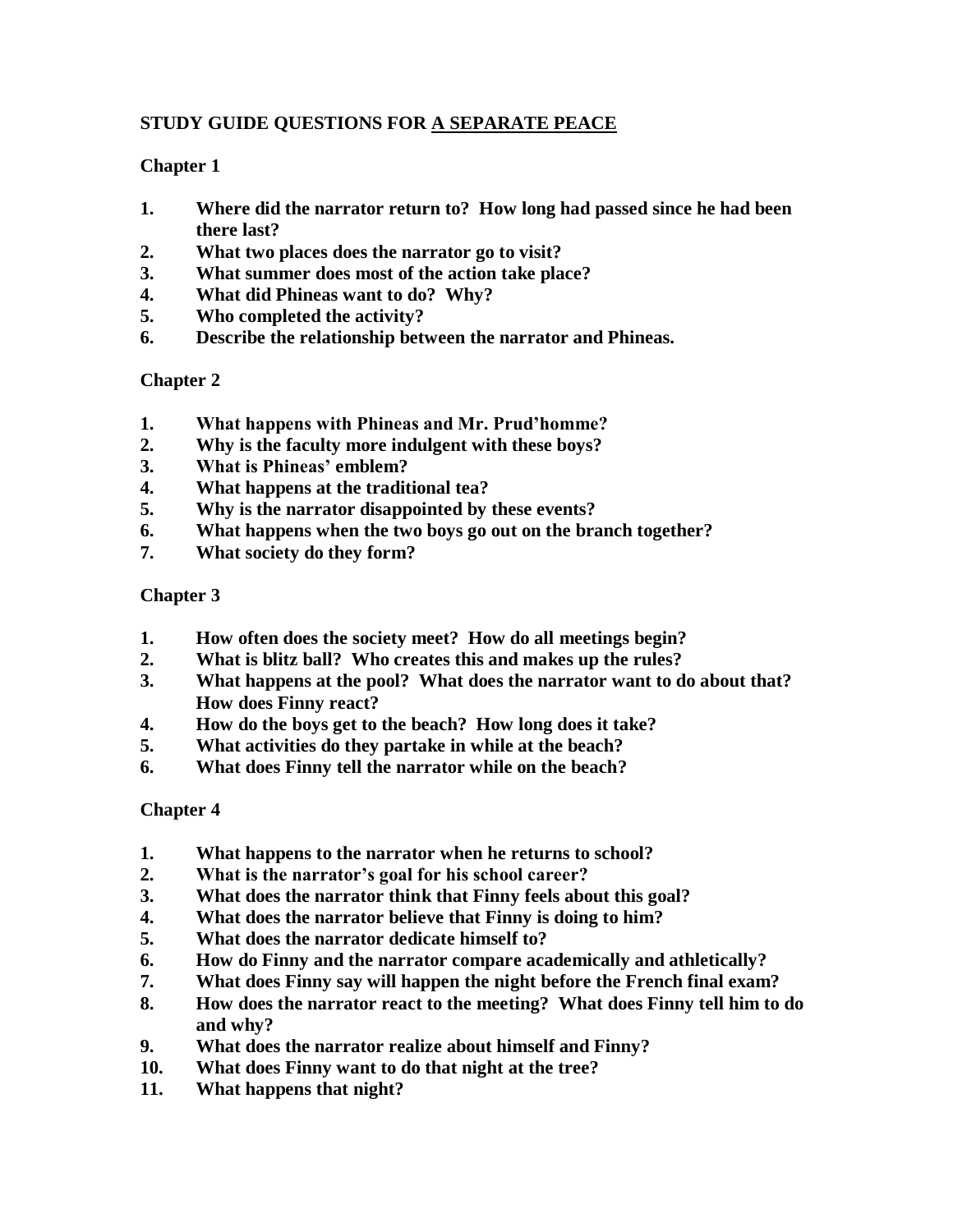## STUDY GUIDE QUESTIONS FOR A SEPARATE PEACE

### Chapter 1

1. **Where did the narrator return to? How long had passed since he had been there last?**
2. **What two places does the narrator go to visit?**
3. **What summer does most of the action take place?**
4. **What did Phineas want to do? Why?**
5. **Who completed the activity?**
6. **Describe the relationship between the narrator and Phineas.**

### Chapter 2

1. **What happens with Phineas and Mr. Prud'homme?**
2. **Why is the faculty more indulgent with these boys?**
3. **What is Phineas' emblem?**
4. **What happens at the traditional tea?**
5. **Why is the narrator disappointed by these events?**
6. **What happens when the two boys go out on the branch together?**
7. **What society do they form?**

### Chapter 3

1. **How often does the society meet? How do all meetings begin?**
2. **What is blitz ball? Who creates this and makes up the rules?**
3. **What happens at the pool? What does the narrator want to do about that? How does Finny react?**
4. **How do the boys get to the beach? How long does it take?**
5. **What activities do they partake in while at the beach?**
6. **What does Finny tell the narrator while on the beach?**

### Chapter 4

1. **What happens to the narrator when he returns to school?**
2. **What is the narrator's goal for his school career?**
3. **What does the narrator think that Finny feels about this goal?**
4. **What does the narrator believe that Finny is doing to him?**
5. **What does the narrator dedicate himself to?**
6. **How do Finny and the narrator compare academically and athletically?**
7. **What does Finny say will happen the night before the French final exam?**
8. **How does the narrator react to the meeting? What does Finny tell him to do and why?**
9. **What does the narrator realize about himself and Finny?**
10. **What does Finny want to do that night at the tree?**
11. **What happens that night?**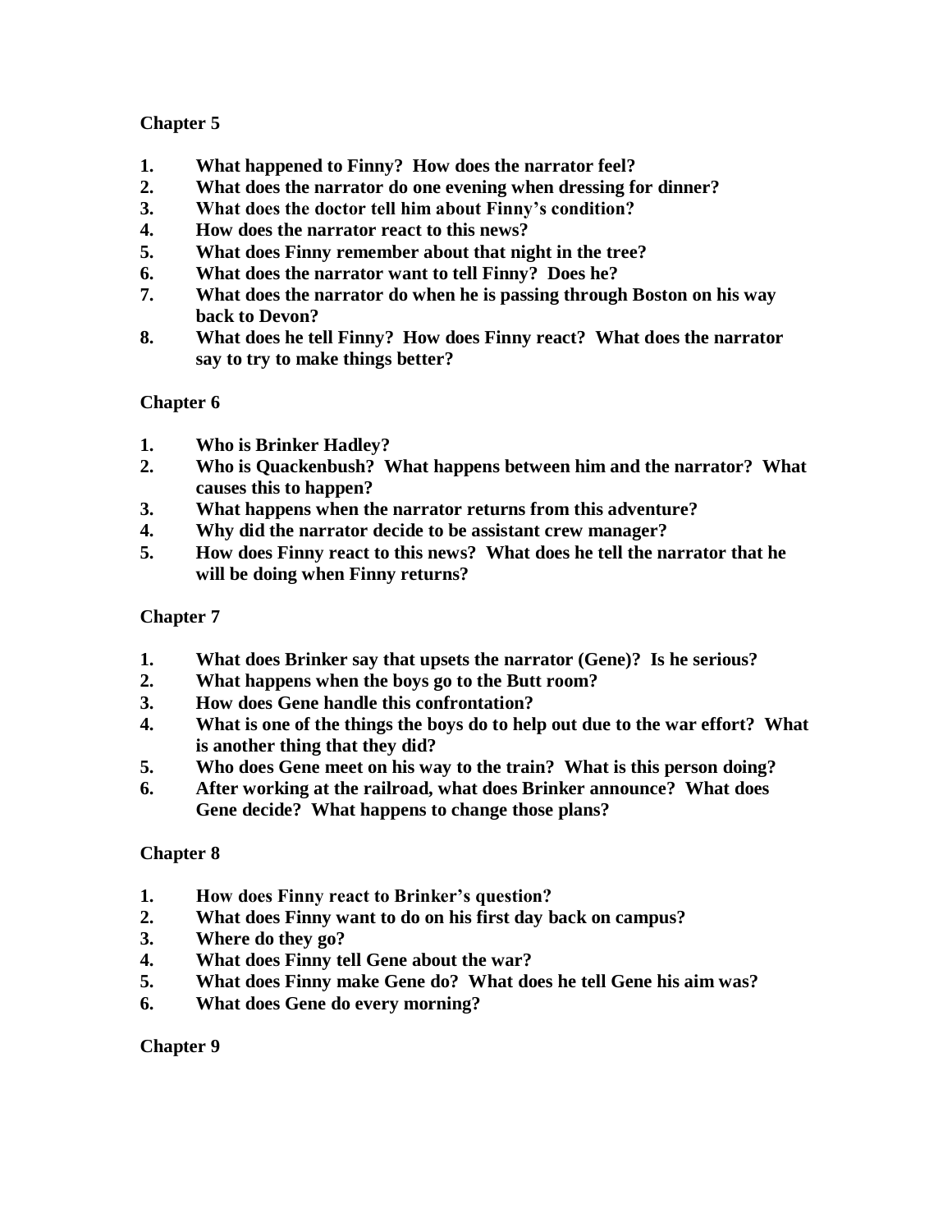## Chapter 5

1. **What happened to Finny? How does the narrator feel?**
2. **What does the narrator do one evening when dressing for dinner?**
3. **What does the doctor tell him about Finny's condition?**
4. **How does the narrator react to this news?**
5. **What does Finny remember about that night in the tree?**
6. **What does the narrator want to tell Finny? Does he?**
7. **What does the narrator do when he is passing through Boston on his way back to Devon?**
8. **What does he tell Finny? How does Finny react? What does the narrator say to try to make things better?**

## Chapter 6

1. **Who is Brinker Hadley?**
2. **Who is Quackenbush? What happens between him and the narrator? What causes this to happen?**
3. **What happens when the narrator returns from this adventure?**
4. **Why did the narrator decide to be assistant crew manager?**
5. **How does Finny react to this news? What does he tell the narrator that he will be doing when Finny returns?**

## Chapter 7

1. **What does Brinker say that upsets the narrator (Gene)? Is he serious?**
2. **What happens when the boys go to the Butt room?**
3. **How does Gene handle this confrontation?**
4. **What is one of the things the boys do to help out due to the war effort? What is another thing that they did?**
5. **Who does Gene meet on his way to the train? What is this person doing?**
6. **After working at the railroad, what does Brinker announce? What does Gene decide? What happens to change those plans?**

## Chapter 8

1. **How does Finny react to Brinker's question?**
2. **What does Finny want to do on his first day back on campus?**
3. **Where do they go?**
4. **What does Finny tell Gene about the war?**
5. **What does Finny make Gene do? What does he tell Gene his aim was?**
6. **What does Gene do every morning?**

## Chapter 9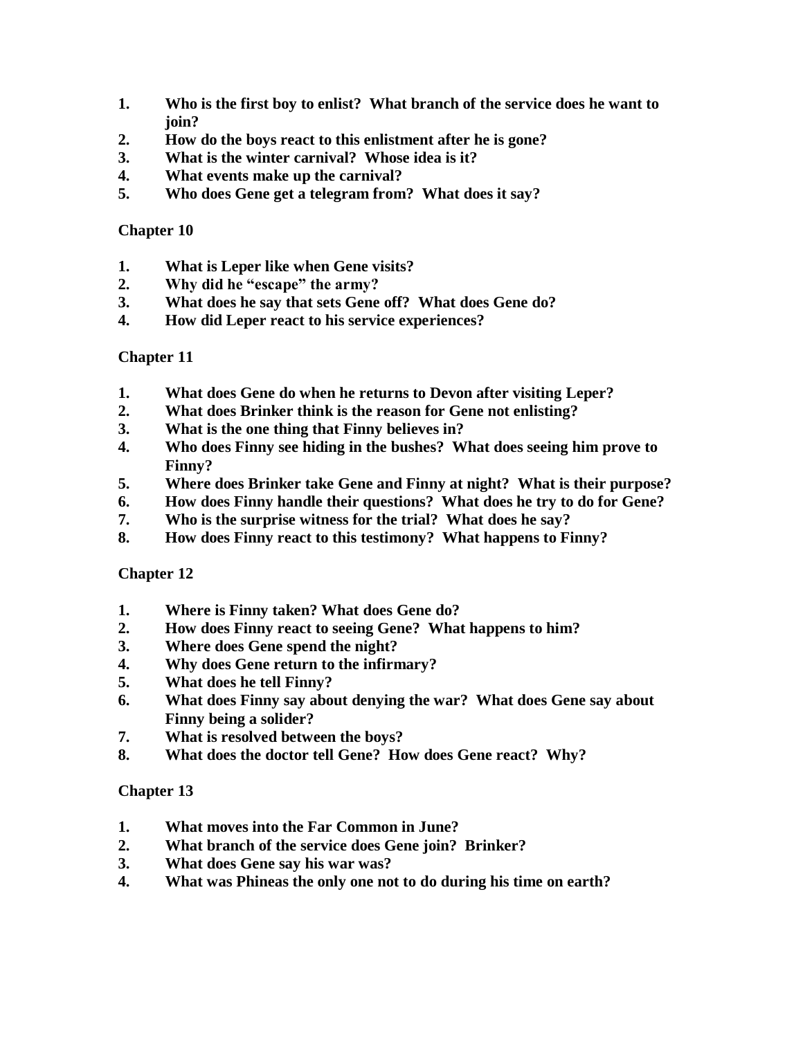1. **Who is the first boy to enlist?  What branch of the service does he want to join?**
2. **How do the boys react to this enlistment after he is gone?**
3. **What is the winter carnival?  Whose idea is it?**
4. **What events make up the carnival?**
5. **Who does Gene get a telegram from?  What does it say?**

**Chapter 10**

1. **What is Leper like when Gene visits?**
2. **Why did he "escape" the army?**
3. **What does he say that sets Gene off?  What does Gene do?**
4. **How did Leper react to his service experiences?**

**Chapter 11**

1. **What does Gene do when he returns to Devon after visiting Leper?**
2. **What does Brinker think is the reason for Gene not enlisting?**
3. **What is the one thing that Finny believes in?**
4. **Who does Finny see hiding in the bushes?  What does seeing him prove to Finny?**
5. **Where does Brinker take Gene and Finny at night?  What is their purpose?**
6. **How does Finny handle their questions?  What does he try to do for Gene?**
7. **Who is the surprise witness for the trial?  What does he say?**
8. **How does Finny react to this testimony?  What happens to Finny?**

**Chapter 12**

1. **Where is Finny taken? What does Gene do?**
2. **How does Finny react to seeing Gene?  What happens to him?**
3. **Where does Gene spend the night?**
4. **Why does Gene return to the infirmary?**
5. **What does he tell Finny?**
6. **What does Finny say about denying the war?  What does Gene say about Finny being a solider?**
7. **What is resolved between the boys?**
8. **What does the doctor tell Gene?  How does Gene react?  Why?**

**Chapter 13**

1. **What moves into the Far Common in June?**
2. **What branch of the service does Gene join?  Brinker?**
3. **What does Gene say his war was?**
4. **What was Phineas the only one not to do during his time on earth?**